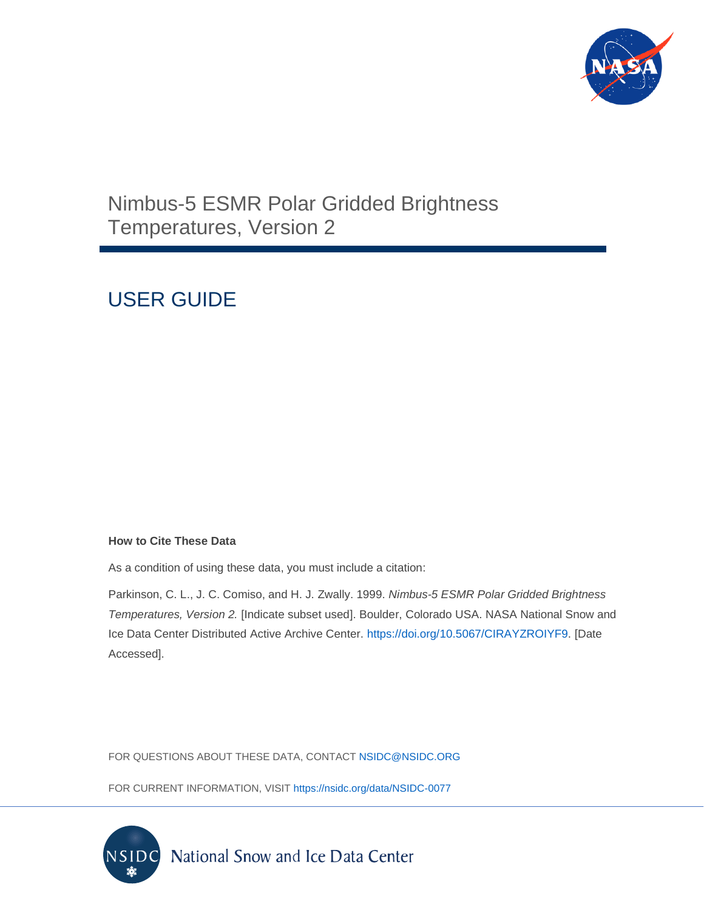# Nimbus-5 ESMR Polar Gridded Brightness Temperatures, Version 2

## USER GUIDE

**How to Cite These Data**

As a condition of using these data, you must include a citation:

Parkinson, C. L., J. C. Comiso, and H. J. Zwally. 1999. *Nimbus-5 ESMR Polar Gridded Brightness Temperatures, Version 2.* [Indicate subset used]. Boulder, Colorado USA. NASA National Snow and Ice Data Center Distributed Active Archive Center. https://doi.org/10.5067/CIRAYZROIYF9. [Date Accessed].

FOR QUESTIONS ABOUT THESE DATA, CONTACT NSIDC@NSIDC.ORG

FOR CURRENT INFORMATION, VISIT https://nsidc.org/data/NSIDC-0077

National Snow and Ice Data Center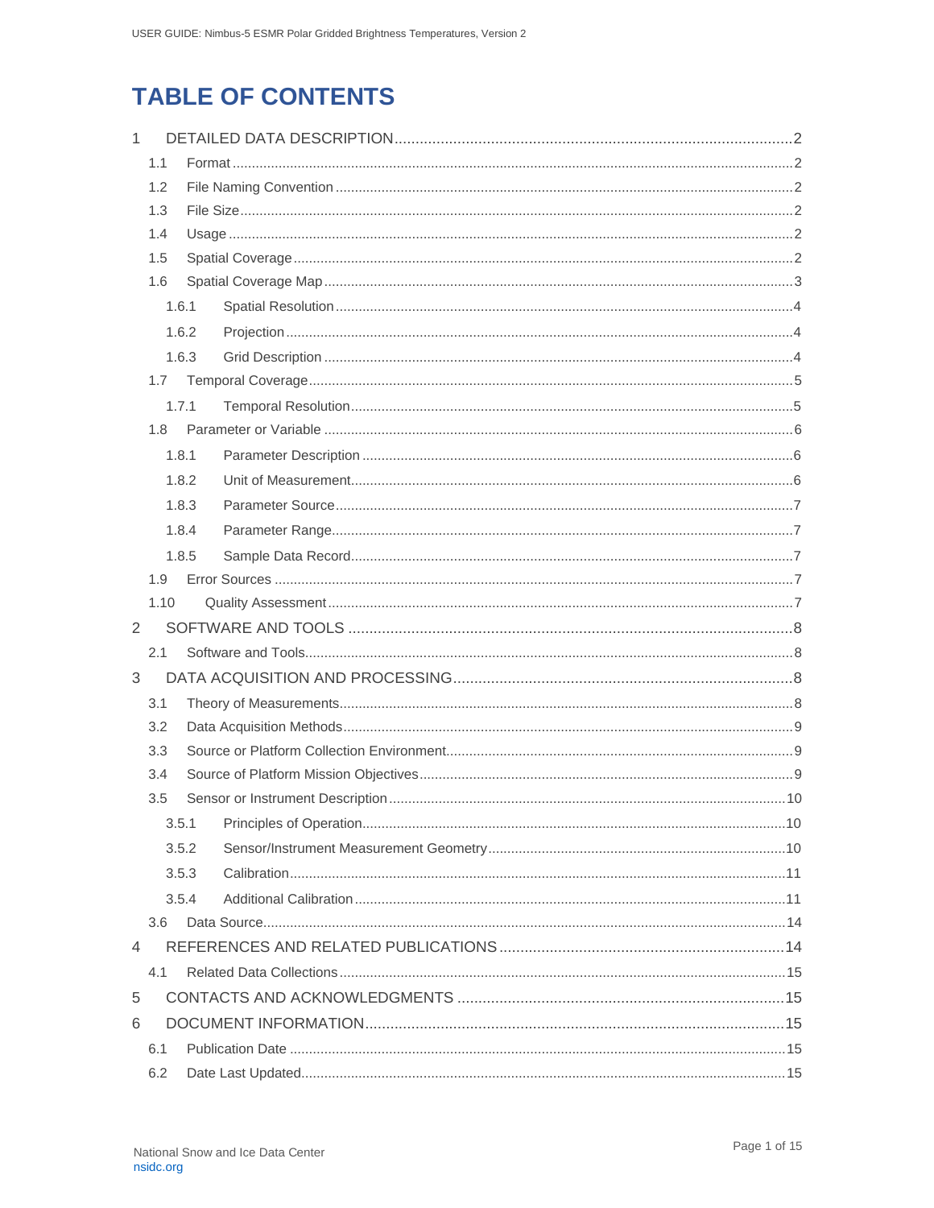# TABLE OF CONTENTS

1 DETAILED DATA DESCRIPTION ..... 2
- 1.1 Format ..... 2
- 1.2 File Naming Convention ..... 2
- 1.3 File Size ..... 2
- 1.4 Usage ..... 2
- 1.5 Spatial Coverage ..... 2
- 1.6 Spatial Coverage Map ..... 3
  - 1.6.1 Spatial Resolution ..... 4
  - 1.6.2 Projection ..... 4
  - 1.6.3 Grid Description ..... 4
- 1.7 Temporal Coverage ..... 5
  - 1.7.1 Temporal Resolution ..... 5
- 1.8 Parameter or Variable ..... 6
  - 1.8.1 Parameter Description ..... 6
  - 1.8.2 Unit of Measurement ..... 6
  - 1.8.3 Parameter Source ..... 7
  - 1.8.4 Parameter Range ..... 7
  - 1.8.5 Sample Data Record ..... 7
- 1.9 Error Sources ..... 7
- 1.10 Quality Assessment ..... 7

2 SOFTWARE AND TOOLS ..... 8
- 2.1 Software and Tools ..... 8

3 DATA ACQUISITION AND PROCESSING ..... 8
- 3.1 Theory of Measurements ..... 8
- 3.2 Data Acquisition Methods ..... 9
- 3.3 Source or Platform Collection Environment ..... 9
- 3.4 Source of Platform Mission Objectives ..... 9
- 3.5 Sensor or Instrument Description ..... 10
  - 3.5.1 Principles of Operation ..... 10
  - 3.5.2 Sensor/Instrument Measurement Geometry ..... 10
  - 3.5.3 Calibration ..... 11
  - 3.5.4 Additional Calibration ..... 11
- 3.6 Data Source ..... 14

4 REFERENCES AND RELATED PUBLICATIONS ..... 14
- 4.1 Related Data Collections ..... 15

5 CONTACTS AND ACKNOWLEDGMENTS ..... 15

6 DOCUMENT INFORMATION ..... 15
- 6.1 Publication Date ..... 15
- 6.2 Date Last Updated ..... 15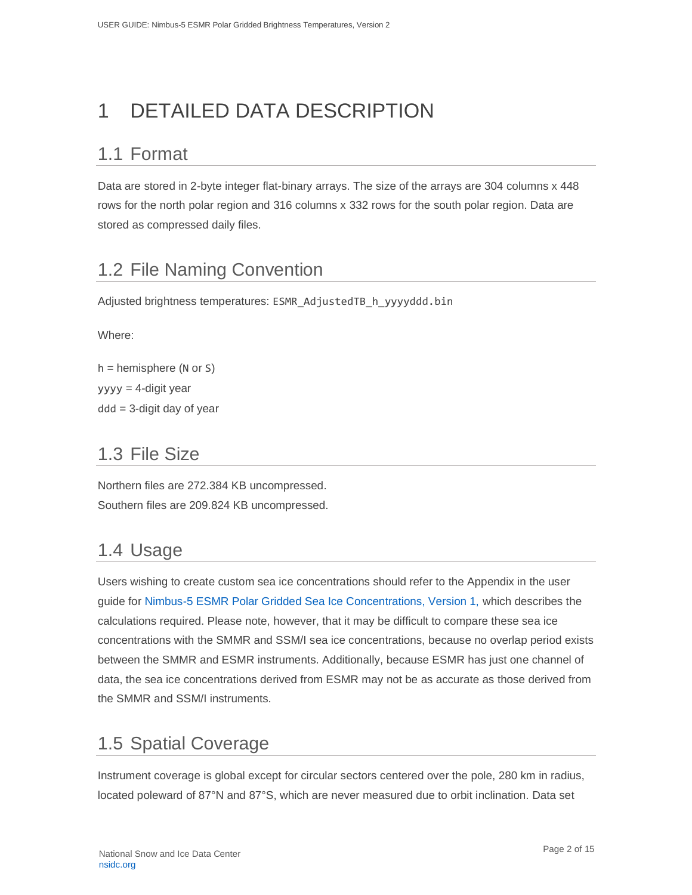# 1 DETAILED DATA DESCRIPTION

## 1.1 Format

Data are stored in 2-byte integer flat-binary arrays. The size of the arrays are 304 columns x 448 rows for the north polar region and 316 columns x 332 rows for the south polar region. Data are stored as compressed daily files.

## 1.2 File Naming Convention

Adjusted brightness temperatures: `ESMR_AdjustedTB_h_yyyyddd.bin`

Where:

h = hemisphere (`N` or `S`)
yyyy = 4-digit year
ddd = 3-digit day of year

## 1.3 File Size

Northern files are 272.384 KB uncompressed.
Southern files are 209.824 KB uncompressed.

## 1.4 Usage

Users wishing to create custom sea ice concentrations should refer to the Appendix in the user guide for Nimbus-5 ESMR Polar Gridded Sea Ice Concentrations, Version 1, which describes the calculations required. Please note, however, that it may be difficult to compare these sea ice concentrations with the SMMR and SSM/I sea ice concentrations, because no overlap period exists between the SMMR and ESMR instruments. Additionally, because ESMR has just one channel of data, the sea ice concentrations derived from ESMR may not be as accurate as those derived from the SMMR and SSM/I instruments.

## 1.5 Spatial Coverage

Instrument coverage is global except for circular sectors centered over the pole, 280 km in radius, located poleward of 87°N and 87°S, which are never measured due to orbit inclination. Data set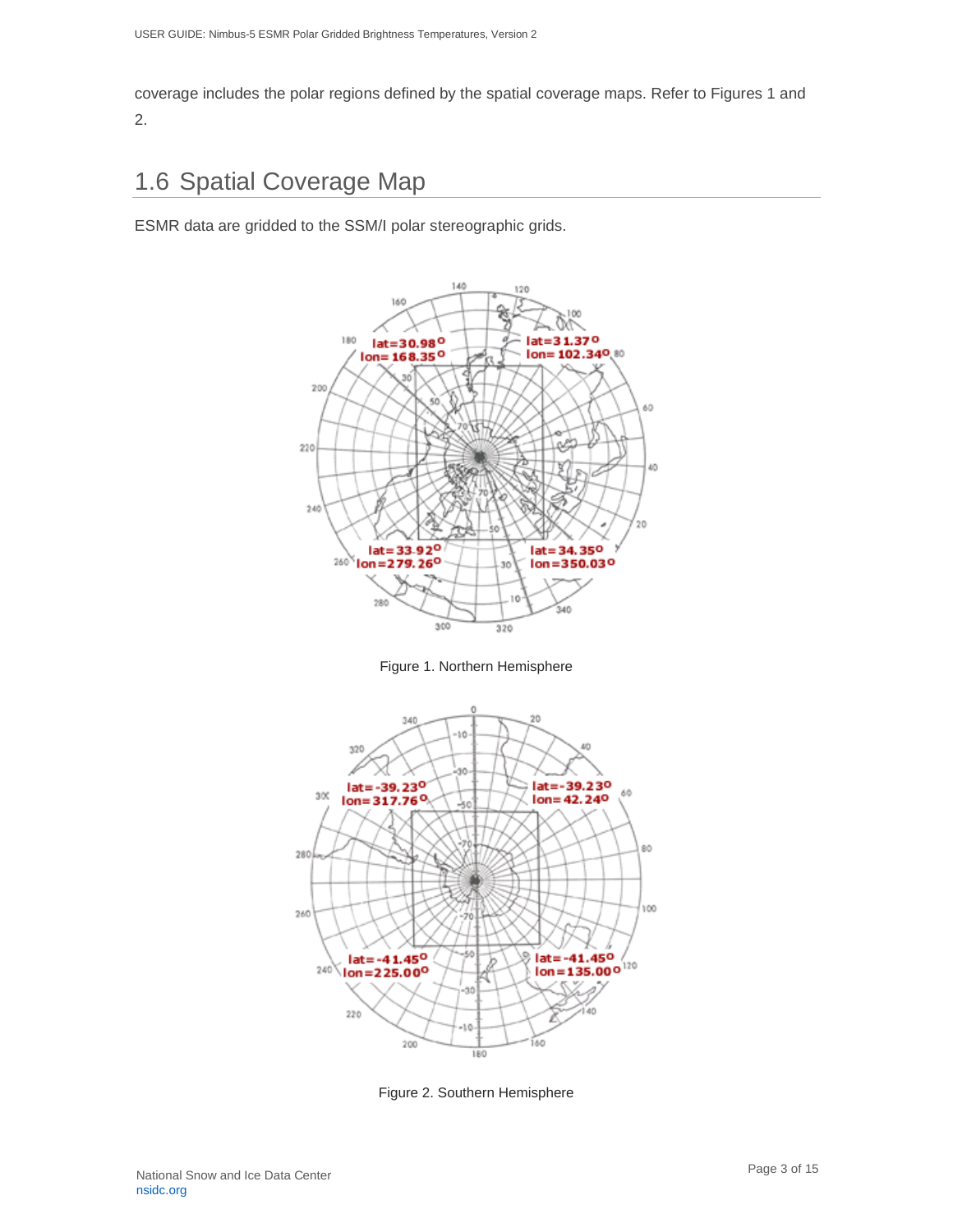coverage includes the polar regions defined by the spatial coverage maps. Refer to Figures 1 and 2.

## 1.6 Spatial Coverage Map

ESMR data are gridded to the SSM/I polar stereographic grids.

Figure 1. Northern Hemisphere

Figure 2. Southern Hemisphere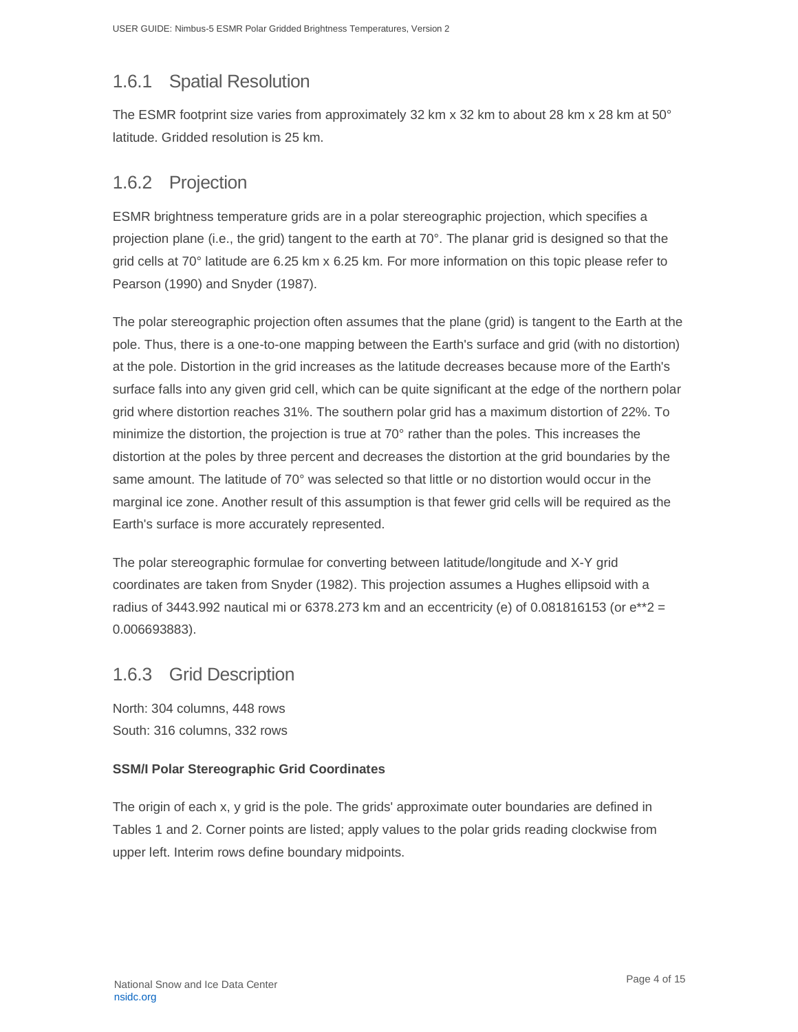### 1.6.1 Spatial Resolution

The ESMR footprint size varies from approximately 32 km x 32 km to about 28 km x 28 km at 50° latitude. Gridded resolution is 25 km.

### 1.6.2 Projection

ESMR brightness temperature grids are in a polar stereographic projection, which specifies a projection plane (i.e., the grid) tangent to the earth at 70°. The planar grid is designed so that the grid cells at 70° latitude are 6.25 km x 6.25 km. For more information on this topic please refer to Pearson (1990) and Snyder (1987).

The polar stereographic projection often assumes that the plane (grid) is tangent to the Earth at the pole. Thus, there is a one-to-one mapping between the Earth's surface and grid (with no distortion) at the pole. Distortion in the grid increases as the latitude decreases because more of the Earth's surface falls into any given grid cell, which can be quite significant at the edge of the northern polar grid where distortion reaches 31%. The southern polar grid has a maximum distortion of 22%. To minimize the distortion, the projection is true at 70° rather than the poles. This increases the distortion at the poles by three percent and decreases the distortion at the grid boundaries by the same amount. The latitude of 70° was selected so that little or no distortion would occur in the marginal ice zone. Another result of this assumption is that fewer grid cells will be required as the Earth's surface is more accurately represented.

The polar stereographic formulae for converting between latitude/longitude and X-Y grid coordinates are taken from Snyder (1982). This projection assumes a Hughes ellipsoid with a radius of 3443.992 nautical mi or 6378.273 km and an eccentricity (e) of 0.081816153 (or e**2 = 0.006693883).

### 1.6.3 Grid Description

North: 304 columns, 448 rows
South: 316 columns, 332 rows

**SSM/I Polar Stereographic Grid Coordinates**

The origin of each x, y grid is the pole. The grids' approximate outer boundaries are defined in Tables 1 and 2. Corner points are listed; apply values to the polar grids reading clockwise from upper left. Interim rows define boundary midpoints.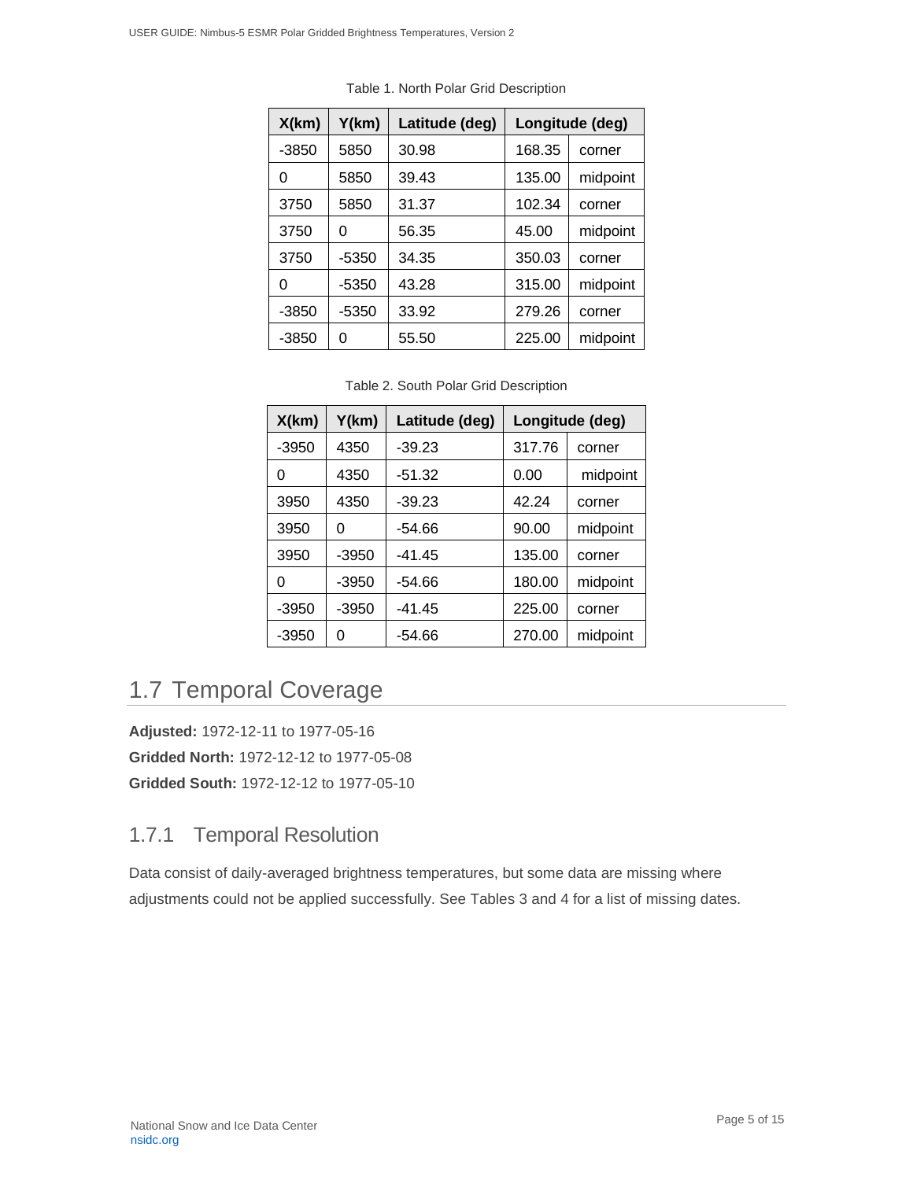Table 1. North Polar Grid Description

| X(km) | Y(km) | Latitude (deg) | Longitude (deg) | |
|---|---|---|---|---|
| -3850 | 5850 | 30.98 | 168.35 | corner |
| 0 | 5850 | 39.43 | 135.00 | midpoint |
| 3750 | 5850 | 31.37 | 102.34 | corner |
| 3750 | 0 | 56.35 | 45.00 | midpoint |
| 3750 | -5350 | 34.35 | 350.03 | corner |
| 0 | -5350 | 43.28 | 315.00 | midpoint |
| -3850 | -5350 | 33.92 | 279.26 | corner |
| -3850 | 0 | 55.50 | 225.00 | midpoint |

Table 2. South Polar Grid Description

| X(km) | Y(km) | Latitude (deg) | Longitude (deg) | |
|---|---|---|---|---|
| -3950 | 4350 | -39.23 | 317.76 | corner |
| 0 | 4350 | -51.32 | 0.00 | midpoint |
| 3950 | 4350 | -39.23 | 42.24 | corner |
| 3950 | 0 | -54.66 | 90.00 | midpoint |
| 3950 | -3950 | -41.45 | 135.00 | corner |
| 0 | -3950 | -54.66 | 180.00 | midpoint |
| -3950 | -3950 | -41.45 | 225.00 | corner |
| -3950 | 0 | -54.66 | 270.00 | midpoint |

## 1.7 Temporal Coverage

**Adjusted:** 1972-12-11 to 1977-05-16

**Gridded North:** 1972-12-12 to 1977-05-08

**Gridded South:** 1972-12-12 to 1977-05-10

### 1.7.1 Temporal Resolution

Data consist of daily-averaged brightness temperatures, but some data are missing where adjustments could not be applied successfully. See Tables 3 and 4 for a list of missing dates.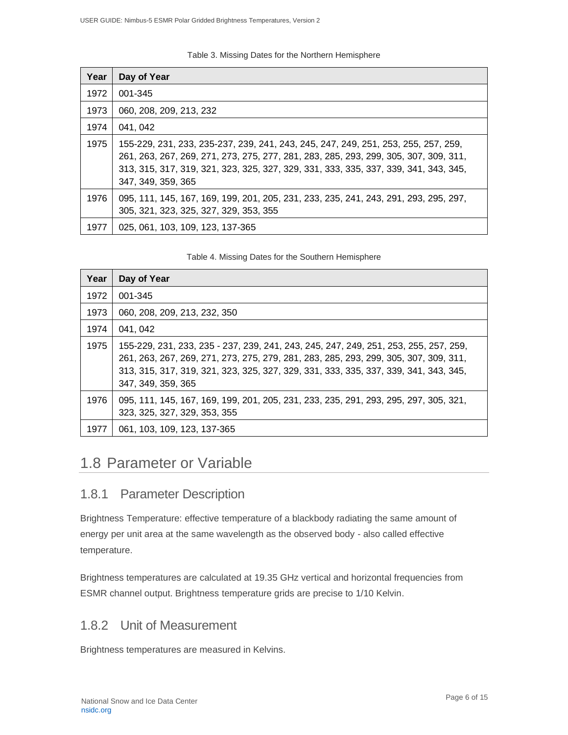Table 3. Missing Dates for the Northern Hemisphere

| Year | Day of Year |
| --- | --- |
| 1972 | 001-345 |
| 1973 | 060, 208, 209, 213, 232 |
| 1974 | 041, 042 |
| 1975 | 155-229, 231, 233, 235-237, 239, 241, 243, 245, 247, 249, 251, 253, 255, 257, 259, 261, 263, 267, 269, 271, 273, 275, 277, 281, 283, 285, 293, 299, 305, 307, 309, 311, 313, 315, 317, 319, 321, 323, 325, 327, 329, 331, 333, 335, 337, 339, 341, 343, 345, 347, 349, 359, 365 |
| 1976 | 095, 111, 145, 167, 169, 199, 201, 205, 231, 233, 235, 241, 243, 291, 293, 295, 297, 305, 321, 323, 325, 327, 329, 353, 355 |
| 1977 | 025, 061, 103, 109, 123, 137-365 |

Table 4. Missing Dates for the Southern Hemisphere

| Year | Day of Year |
| --- | --- |
| 1972 | 001-345 |
| 1973 | 060, 208, 209, 213, 232, 350 |
| 1974 | 041, 042 |
| 1975 | 155-229, 231, 233, 235 - 237, 239, 241, 243, 245, 247, 249, 251, 253, 255, 257, 259, 261, 263, 267, 269, 271, 273, 275, 279, 281, 283, 285, 293, 299, 305, 307, 309, 311, 313, 315, 317, 319, 321, 323, 325, 327, 329, 331, 333, 335, 337, 339, 341, 343, 345, 347, 349, 359, 365 |
| 1976 | 095, 111, 145, 167, 169, 199, 201, 205, 231, 233, 235, 291, 293, 295, 297, 305, 321, 323, 325, 327, 329, 353, 355 |
| 1977 | 061, 103, 109, 123, 137-365 |

## 1.8 Parameter or Variable

### 1.8.1 Parameter Description

Brightness Temperature: effective temperature of a blackbody radiating the same amount of energy per unit area at the same wavelength as the observed body - also called effective temperature.

Brightness temperatures are calculated at 19.35 GHz vertical and horizontal frequencies from ESMR channel output. Brightness temperature grids are precise to 1/10 Kelvin.

### 1.8.2 Unit of Measurement

Brightness temperatures are measured in Kelvins.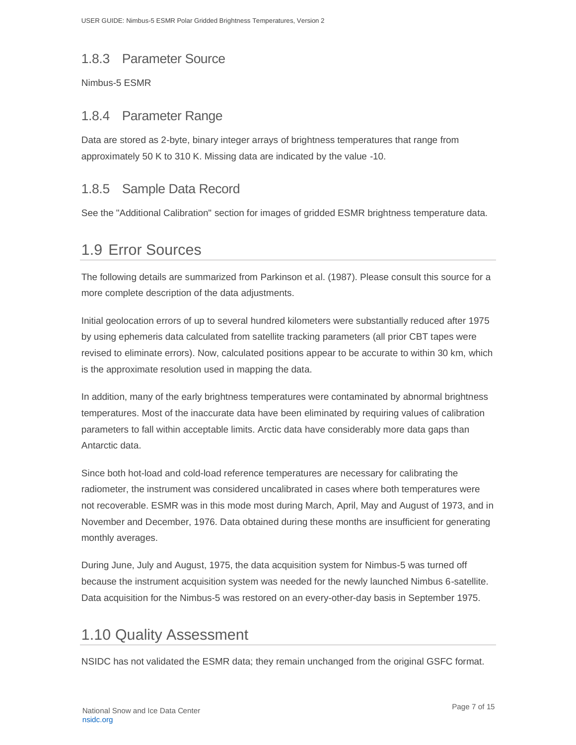### 1.8.3 Parameter Source

Nimbus-5 ESMR

### 1.8.4 Parameter Range

Data are stored as 2-byte, binary integer arrays of brightness temperatures that range from approximately 50 K to 310 K. Missing data are indicated by the value -10.

### 1.8.5 Sample Data Record

See the "Additional Calibration" section for images of gridded ESMR brightness temperature data.

## 1.9 Error Sources

The following details are summarized from Parkinson et al. (1987). Please consult this source for a more complete description of the data adjustments.

Initial geolocation errors of up to several hundred kilometers were substantially reduced after 1975 by using ephemeris data calculated from satellite tracking parameters (all prior CBT tapes were revised to eliminate errors). Now, calculated positions appear to be accurate to within 30 km, which is the approximate resolution used in mapping the data.

In addition, many of the early brightness temperatures were contaminated by abnormal brightness temperatures. Most of the inaccurate data have been eliminated by requiring values of calibration parameters to fall within acceptable limits. Arctic data have considerably more data gaps than Antarctic data.

Since both hot-load and cold-load reference temperatures are necessary for calibrating the radiometer, the instrument was considered uncalibrated in cases where both temperatures were not recoverable. ESMR was in this mode most during March, April, May and August of 1973, and in November and December, 1976. Data obtained during these months are insufficient for generating monthly averages.

During June, July and August, 1975, the data acquisition system for Nimbus-5 was turned off because the instrument acquisition system was needed for the newly launched Nimbus 6-satellite. Data acquisition for the Nimbus-5 was restored on an every-other-day basis in September 1975.

## 1.10 Quality Assessment

NSIDC has not validated the ESMR data; they remain unchanged from the original GSFC format.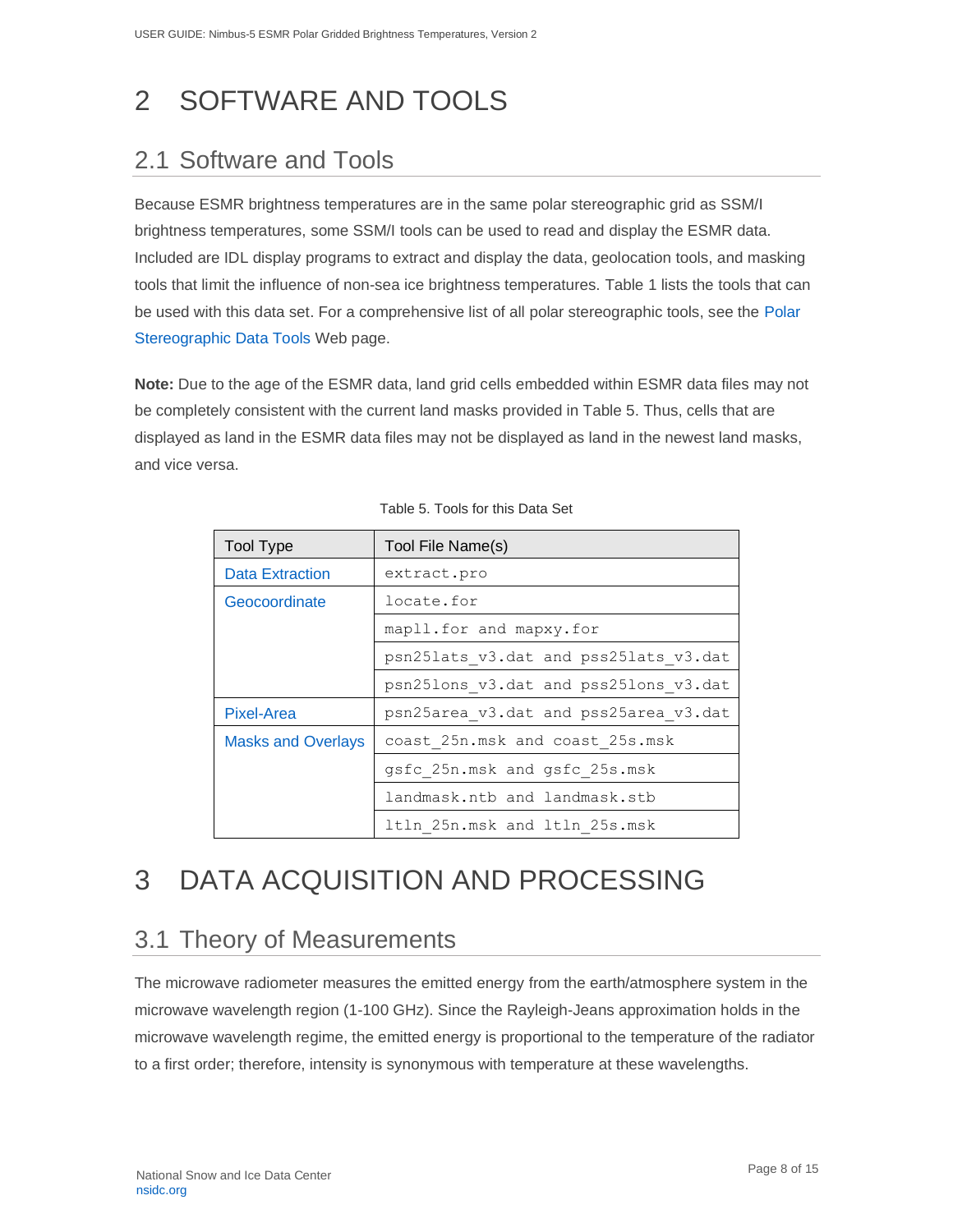# 2 SOFTWARE AND TOOLS

## 2.1 Software and Tools

Because ESMR brightness temperatures are in the same polar stereographic grid as SSM/I brightness temperatures, some SSM/I tools can be used to read and display the ESMR data. Included are IDL display programs to extract and display the data, geolocation tools, and masking tools that limit the influence of non-sea ice brightness temperatures. Table 1 lists the tools that can be used with this data set. For a comprehensive list of all polar stereographic tools, see the Polar Stereographic Data Tools Web page.

**Note:** Due to the age of the ESMR data, land grid cells embedded within ESMR data files may not be completely consistent with the current land masks provided in Table 5. Thus, cells that are displayed as land in the ESMR data files may not be displayed as land in the newest land masks, and vice versa.

Table 5. Tools for this Data Set

| Tool Type | Tool File Name(s) |
|---|---|
| Data Extraction | `extract.pro` |
| Geocoordinate | `locate.for` |
| | `mapll.for and mapxy.for` |
| | `psn25lats_v3.dat and pss25lats_v3.dat` |
| | `psn25lons_v3.dat and pss25lons_v3.dat` |
| Pixel-Area | `psn25area_v3.dat and pss25area_v3.dat` |
| Masks and Overlays | `coast_25n.msk and coast_25s.msk` |
| | `gsfc_25n.msk and gsfc_25s.msk` |
| | `landmask.ntb and landmask.stb` |
| | `ltln_25n.msk and ltln_25s.msk` |

# 3 DATA ACQUISITION AND PROCESSING

## 3.1 Theory of Measurements

The microwave radiometer measures the emitted energy from the earth/atmosphere system in the microwave wavelength region (1-100 GHz). Since the Rayleigh-Jeans approximation holds in the microwave wavelength regime, the emitted energy is proportional to the temperature of the radiator to a first order; therefore, intensity is synonymous with temperature at these wavelengths.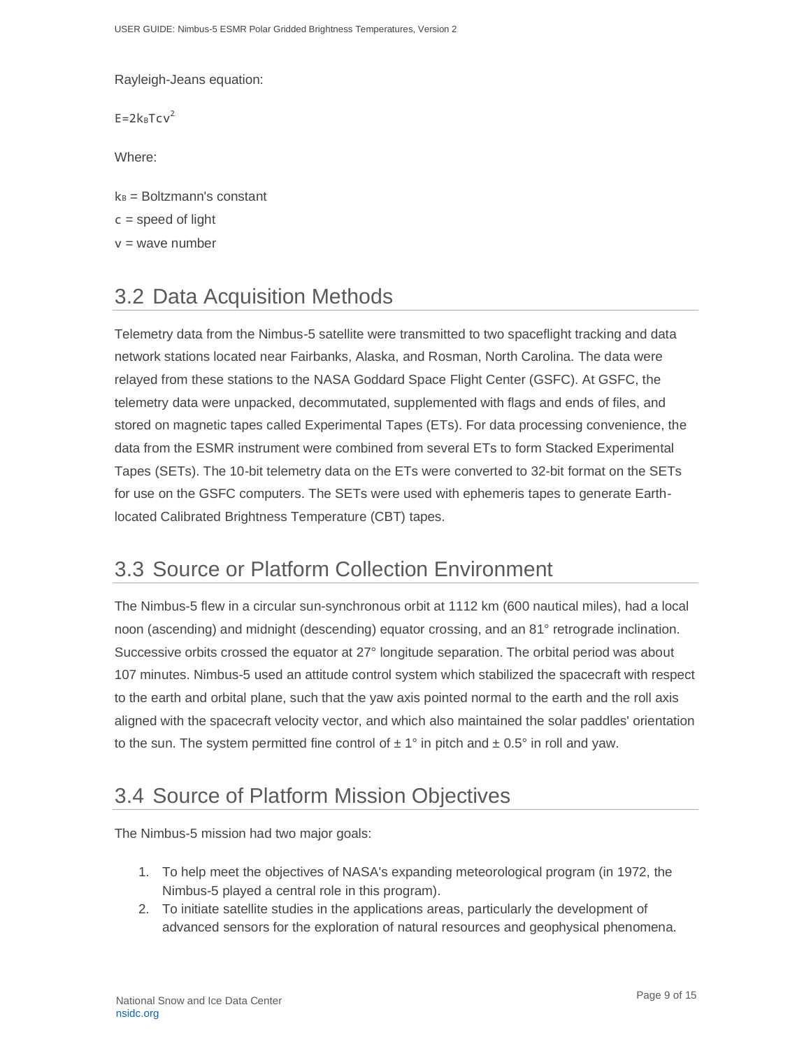Rayleigh-Jeans equation:

$$E=2k_BTcv^2$$

Where:

$k_B$ = Boltzmann's constant  
$c$ = speed of light  
$v$ = wave number

## 3.2 Data Acquisition Methods

Telemetry data from the Nimbus-5 satellite were transmitted to two spaceflight tracking and data network stations located near Fairbanks, Alaska, and Rosman, North Carolina. The data were relayed from these stations to the NASA Goddard Space Flight Center (GSFC). At GSFC, the telemetry data were unpacked, decommutated, supplemented with flags and ends of files, and stored on magnetic tapes called Experimental Tapes (ETs). For data processing convenience, the data from the ESMR instrument were combined from several ETs to form Stacked Experimental Tapes (SETs). The 10-bit telemetry data on the ETs were converted to 32-bit format on the SETs for use on the GSFC computers. The SETs were used with ephemeris tapes to generate Earth-located Calibrated Brightness Temperature (CBT) tapes.

## 3.3 Source or Platform Collection Environment

The Nimbus-5 flew in a circular sun-synchronous orbit at 1112 km (600 nautical miles), had a local noon (ascending) and midnight (descending) equator crossing, and an 81° retrograde inclination. Successive orbits crossed the equator at 27° longitude separation. The orbital period was about 107 minutes. Nimbus-5 used an attitude control system which stabilized the spacecraft with respect to the earth and orbital plane, such that the yaw axis pointed normal to the earth and the roll axis aligned with the spacecraft velocity vector, and which also maintained the solar paddles' orientation to the sun. The system permitted fine control of ± 1° in pitch and ± 0.5° in roll and yaw.

## 3.4 Source of Platform Mission Objectives

The Nimbus-5 mission had two major goals:

1. To help meet the objectives of NASA's expanding meteorological program (in 1972, the Nimbus-5 played a central role in this program).
2. To initiate satellite studies in the applications areas, particularly the development of advanced sensors for the exploration of natural resources and geophysical phenomena.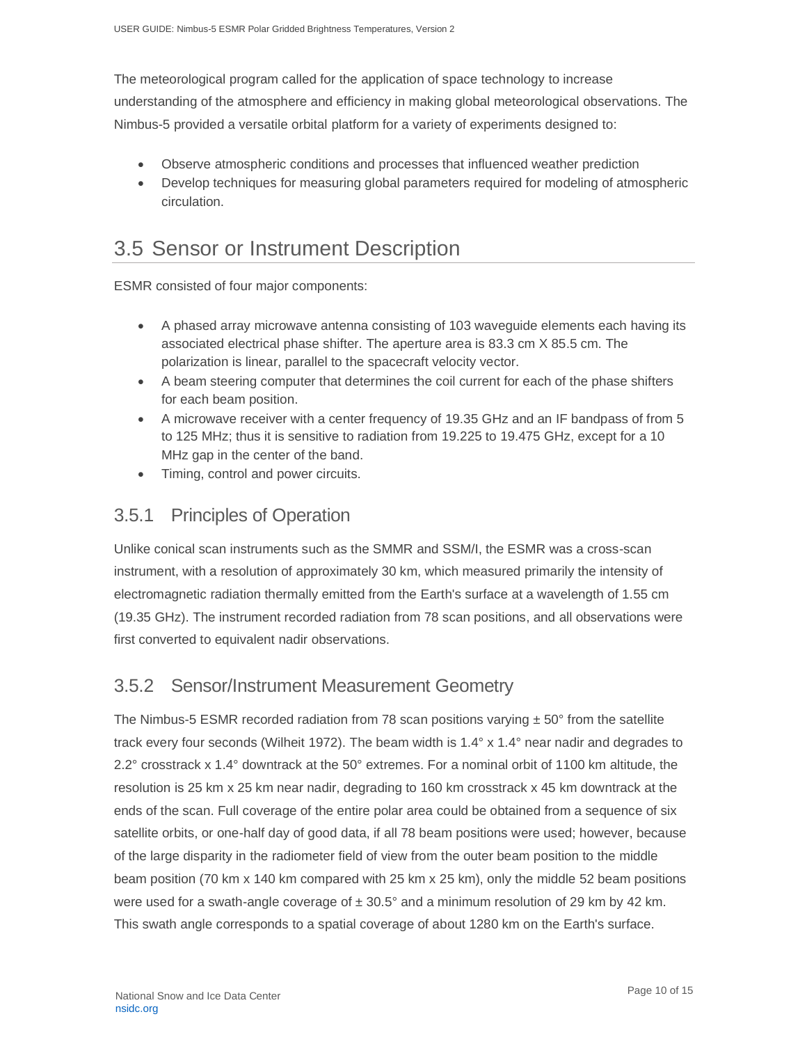The meteorological program called for the application of space technology to increase understanding of the atmosphere and efficiency in making global meteorological observations. The Nimbus-5 provided a versatile orbital platform for a variety of experiments designed to:

- Observe atmospheric conditions and processes that influenced weather prediction
- Develop techniques for measuring global parameters required for modeling of atmospheric circulation.

## 3.5 Sensor or Instrument Description

ESMR consisted of four major components:

- A phased array microwave antenna consisting of 103 waveguide elements each having its associated electrical phase shifter. The aperture area is 83.3 cm X 85.5 cm. The polarization is linear, parallel to the spacecraft velocity vector.
- A beam steering computer that determines the coil current for each of the phase shifters for each beam position.
- A microwave receiver with a center frequency of 19.35 GHz and an IF bandpass of from 5 to 125 MHz; thus it is sensitive to radiation from 19.225 to 19.475 GHz, except for a 10 MHz gap in the center of the band.
- Timing, control and power circuits.

### 3.5.1 Principles of Operation

Unlike conical scan instruments such as the SMMR and SSM/I, the ESMR was a cross-scan instrument, with a resolution of approximately 30 km, which measured primarily the intensity of electromagnetic radiation thermally emitted from the Earth's surface at a wavelength of 1.55 cm (19.35 GHz). The instrument recorded radiation from 78 scan positions, and all observations were first converted to equivalent nadir observations.

### 3.5.2 Sensor/Instrument Measurement Geometry

The Nimbus-5 ESMR recorded radiation from 78 scan positions varying ± 50° from the satellite track every four seconds (Wilheit 1972). The beam width is 1.4° x 1.4° near nadir and degrades to 2.2° crosstrack x 1.4° downtrack at the 50° extremes. For a nominal orbit of 1100 km altitude, the resolution is 25 km x 25 km near nadir, degrading to 160 km crosstrack x 45 km downtrack at the ends of the scan. Full coverage of the entire polar area could be obtained from a sequence of six satellite orbits, or one-half day of good data, if all 78 beam positions were used; however, because of the large disparity in the radiometer field of view from the outer beam position to the middle beam position (70 km x 140 km compared with 25 km x 25 km), only the middle 52 beam positions were used for a swath-angle coverage of ± 30.5° and a minimum resolution of 29 km by 42 km. This swath angle corresponds to a spatial coverage of about 1280 km on the Earth's surface.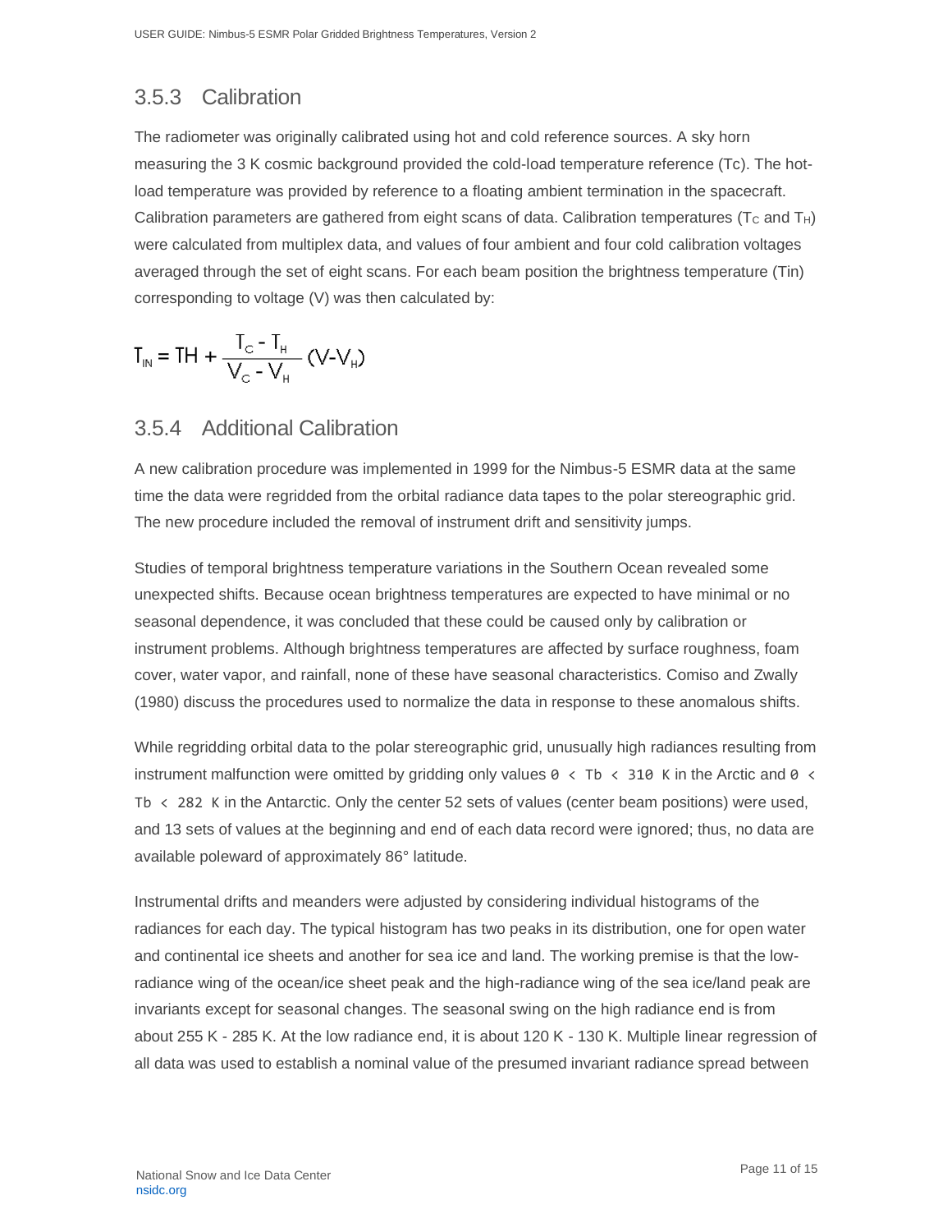### 3.5.3 Calibration

The radiometer was originally calibrated using hot and cold reference sources. A sky horn measuring the 3 K cosmic background provided the cold-load temperature reference (Tc). The hot-load temperature was provided by reference to a floating ambient termination in the spacecraft. Calibration parameters are gathered from eight scans of data. Calibration temperatures ($T_C$ and $T_H$) were calculated from multiplex data, and values of four ambient and four cold calibration voltages averaged through the set of eight scans. For each beam position the brightness temperature (Tin) corresponding to voltage (V) was then calculated by:

$$T_{IN} = TH + \frac{T_C - T_H}{V_C - V_H} (V - V_H)$$

### 3.5.4 Additional Calibration

A new calibration procedure was implemented in 1999 for the Nimbus-5 ESMR data at the same time the data were regridded from the orbital radiance data tapes to the polar stereographic grid. The new procedure included the removal of instrument drift and sensitivity jumps.

Studies of temporal brightness temperature variations in the Southern Ocean revealed some unexpected shifts. Because ocean brightness temperatures are expected to have minimal or no seasonal dependence, it was concluded that these could be caused only by calibration or instrument problems. Although brightness temperatures are affected by surface roughness, foam cover, water vapor, and rainfall, none of these have seasonal characteristics. Comiso and Zwally (1980) discuss the procedures used to normalize the data in response to these anomalous shifts.

While regridding orbital data to the polar stereographic grid, unusually high radiances resulting from instrument malfunction were omitted by gridding only values `0 < Tb < 310 K` in the Arctic and `0 < Tb < 282 K` in the Antarctic. Only the center 52 sets of values (center beam positions) were used, and 13 sets of values at the beginning and end of each data record were ignored; thus, no data are available poleward of approximately 86° latitude.

Instrumental drifts and meanders were adjusted by considering individual histograms of the radiances for each day. The typical histogram has two peaks in its distribution, one for open water and continental ice sheets and another for sea ice and land. The working premise is that the low-radiance wing of the ocean/ice sheet peak and the high-radiance wing of the sea ice/land peak are invariants except for seasonal changes. The seasonal swing on the high radiance end is from about 255 K - 285 K. At the low radiance end, it is about 120 K - 130 K. Multiple linear regression of all data was used to establish a nominal value of the presumed invariant radiance spread between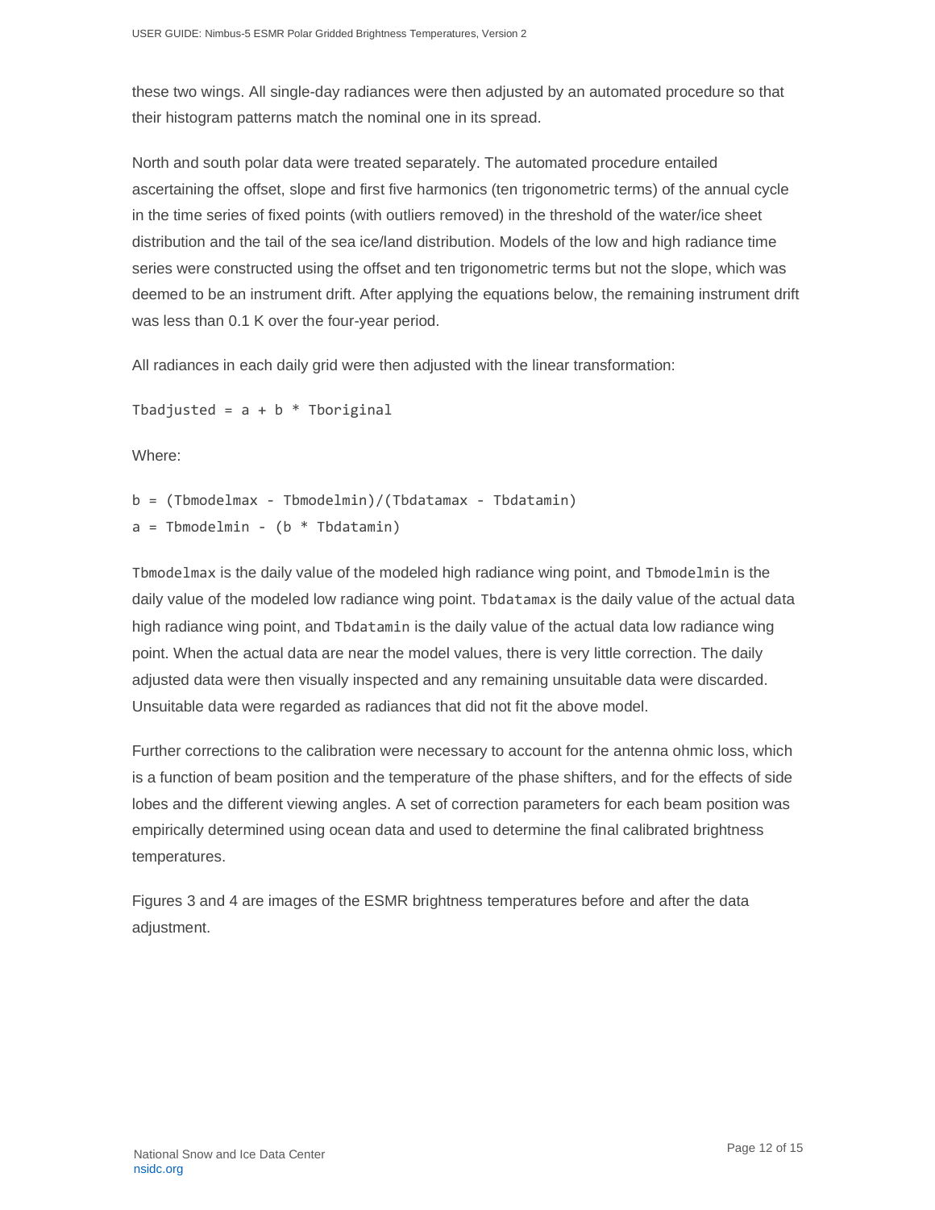these two wings. All single-day radiances were then adjusted by an automated procedure so that their histogram patterns match the nominal one in its spread.

North and south polar data were treated separately. The automated procedure entailed ascertaining the offset, slope and first five harmonics (ten trigonometric terms) of the annual cycle in the time series of fixed points (with outliers removed) in the threshold of the water/ice sheet distribution and the tail of the sea ice/land distribution. Models of the low and high radiance time series were constructed using the offset and ten trigonometric terms but not the slope, which was deemed to be an instrument drift. After applying the equations below, the remaining instrument drift was less than 0.1 K over the four-year period.

All radiances in each daily grid were then adjusted with the linear transformation:

```
Tbadjusted = a + b * Tboriginal
```

Where:

```
b = (Tbmodelmax - Tbmodelmin)/(Tbdatamax - Tbdatamin)
a = Tbmodelmin - (b * Tbdatamin)
```

`Tbmodelmax` is the daily value of the modeled high radiance wing point, and `Tbmodelmin` is the daily value of the modeled low radiance wing point. `Tbdatamax` is the daily value of the actual data high radiance wing point, and `Tbdatamin` is the daily value of the actual data low radiance wing point. When the actual data are near the model values, there is very little correction. The daily adjusted data were then visually inspected and any remaining unsuitable data were discarded. Unsuitable data were regarded as radiances that did not fit the above model.

Further corrections to the calibration were necessary to account for the antenna ohmic loss, which is a function of beam position and the temperature of the phase shifters, and for the effects of side lobes and the different viewing angles. A set of correction parameters for each beam position was empirically determined using ocean data and used to determine the final calibrated brightness temperatures.

Figures 3 and 4 are images of the ESMR brightness temperatures before and after the data adjustment.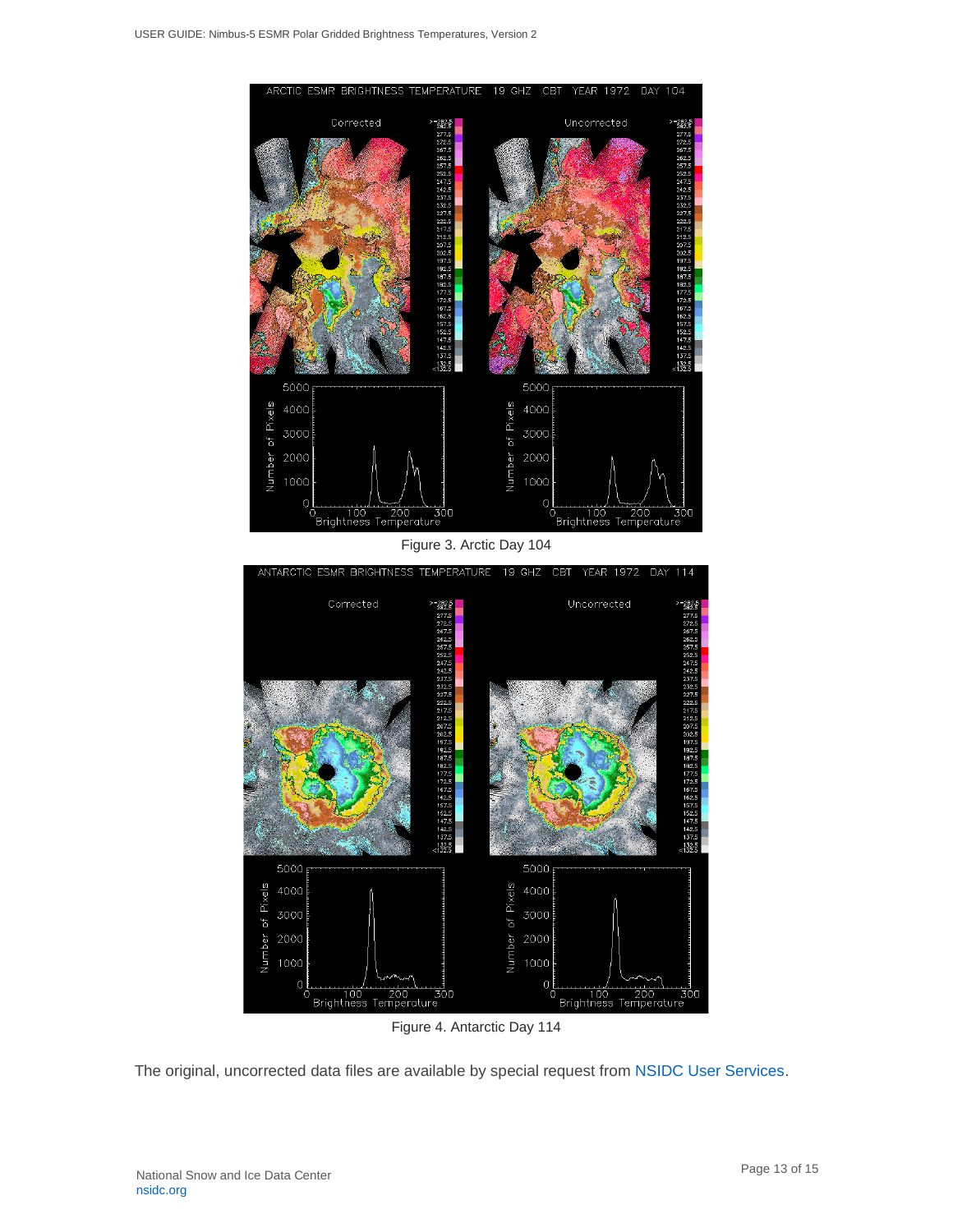Figure 3. Arctic Day 104

Figure 4. Antarctic Day 114

The original, uncorrected data files are available by special request from NSIDC User Services.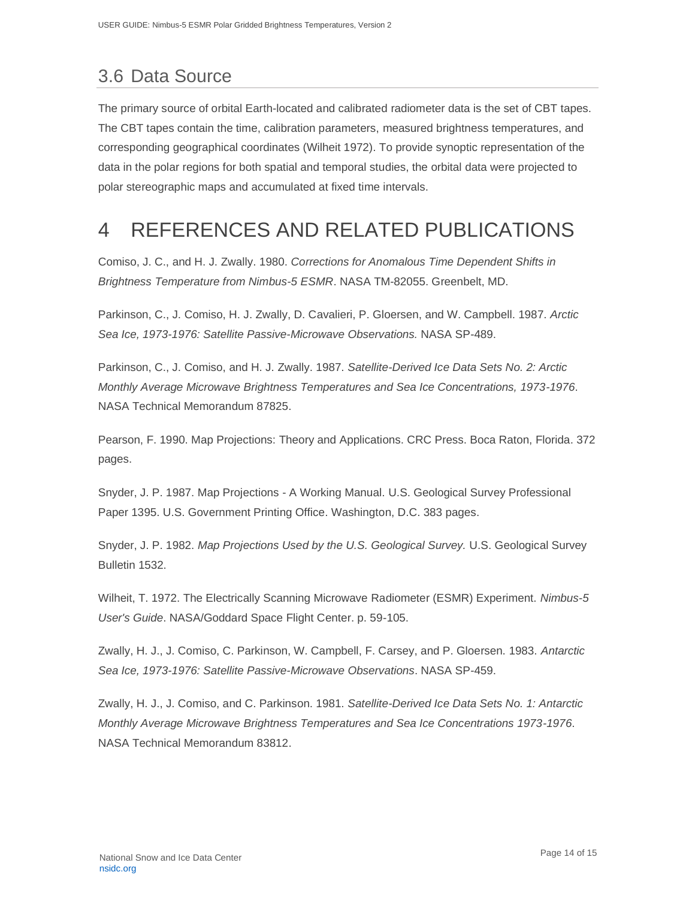## 3.6 Data Source

The primary source of orbital Earth-located and calibrated radiometer data is the set of CBT tapes. The CBT tapes contain the time, calibration parameters, measured brightness temperatures, and corresponding geographical coordinates (Wilheit 1972). To provide synoptic representation of the data in the polar regions for both spatial and temporal studies, the orbital data were projected to polar stereographic maps and accumulated at fixed time intervals.

# 4 REFERENCES AND RELATED PUBLICATIONS

Comiso, J. C., and H. J. Zwally. 1980. *Corrections for Anomalous Time Dependent Shifts in Brightness Temperature from Nimbus-5 ESMR*. NASA TM-82055. Greenbelt, MD.

Parkinson, C., J. Comiso, H. J. Zwally, D. Cavalieri, P. Gloersen, and W. Campbell. 1987. *Arctic Sea Ice, 1973-1976: Satellite Passive-Microwave Observations.* NASA SP-489.

Parkinson, C., J. Comiso, and H. J. Zwally. 1987. *Satellite-Derived Ice Data Sets No. 2: Arctic Monthly Average Microwave Brightness Temperatures and Sea Ice Concentrations, 1973-1976*. NASA Technical Memorandum 87825.

Pearson, F. 1990. Map Projections: Theory and Applications. CRC Press. Boca Raton, Florida. 372 pages.

Snyder, J. P. 1987. Map Projections - A Working Manual. U.S. Geological Survey Professional Paper 1395. U.S. Government Printing Office. Washington, D.C. 383 pages.

Snyder, J. P. 1982. *Map Projections Used by the U.S. Geological Survey.* U.S. Geological Survey Bulletin 1532.

Wilheit, T. 1972. The Electrically Scanning Microwave Radiometer (ESMR) Experiment. *Nimbus-5 User's Guide*. NASA/Goddard Space Flight Center. p. 59-105.

Zwally, H. J., J. Comiso, C. Parkinson, W. Campbell, F. Carsey, and P. Gloersen. 1983. *Antarctic Sea Ice, 1973-1976: Satellite Passive-Microwave Observations*. NASA SP-459.

Zwally, H. J., J. Comiso, and C. Parkinson. 1981. *Satellite-Derived Ice Data Sets No. 1: Antarctic Monthly Average Microwave Brightness Temperatures and Sea Ice Concentrations 1973-1976.* NASA Technical Memorandum 83812.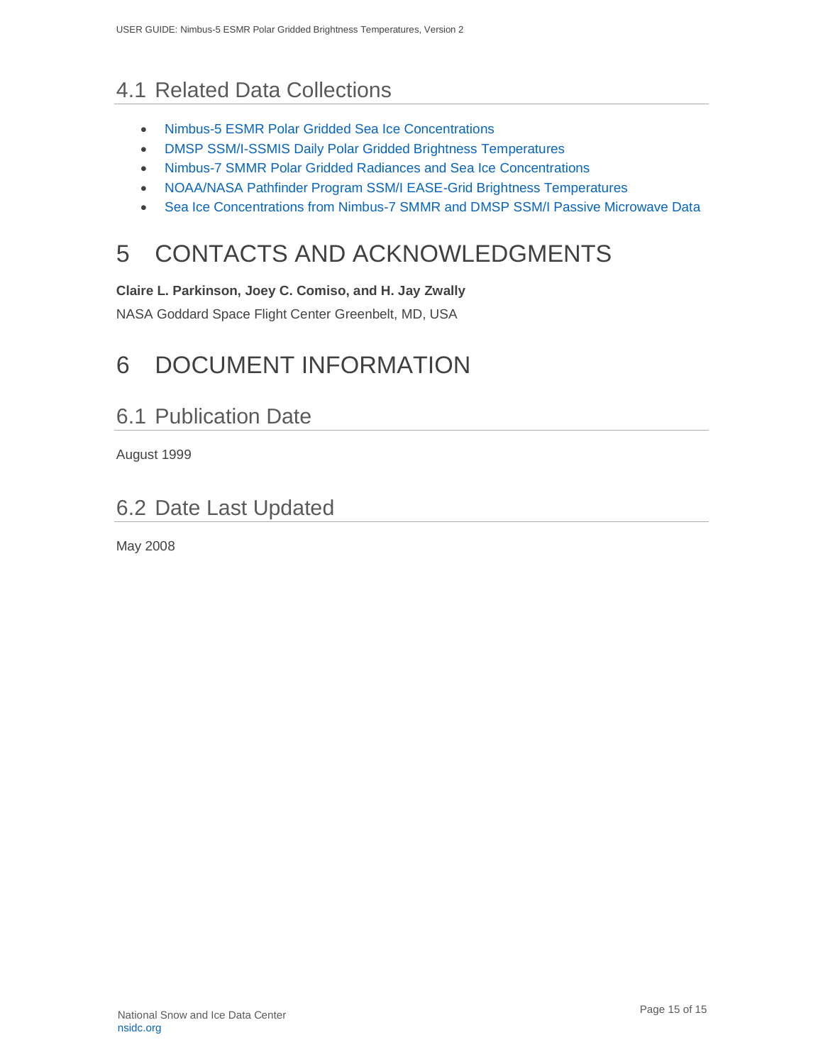## 4.1 Related Data Collections

- Nimbus-5 ESMR Polar Gridded Sea Ice Concentrations
- DMSP SSM/I-SSMIS Daily Polar Gridded Brightness Temperatures
- Nimbus-7 SMMR Polar Gridded Radiances and Sea Ice Concentrations
- NOAA/NASA Pathfinder Program SSM/I EASE-Grid Brightness Temperatures
- Sea Ice Concentrations from Nimbus-7 SMMR and DMSP SSM/I Passive Microwave Data

# 5 CONTACTS AND ACKNOWLEDGMENTS

**Claire L. Parkinson, Joey C. Comiso, and H. Jay Zwally**

NASA Goddard Space Flight Center Greenbelt, MD, USA

# 6 DOCUMENT INFORMATION

## 6.1 Publication Date

August 1999

## 6.2 Date Last Updated

May 2008